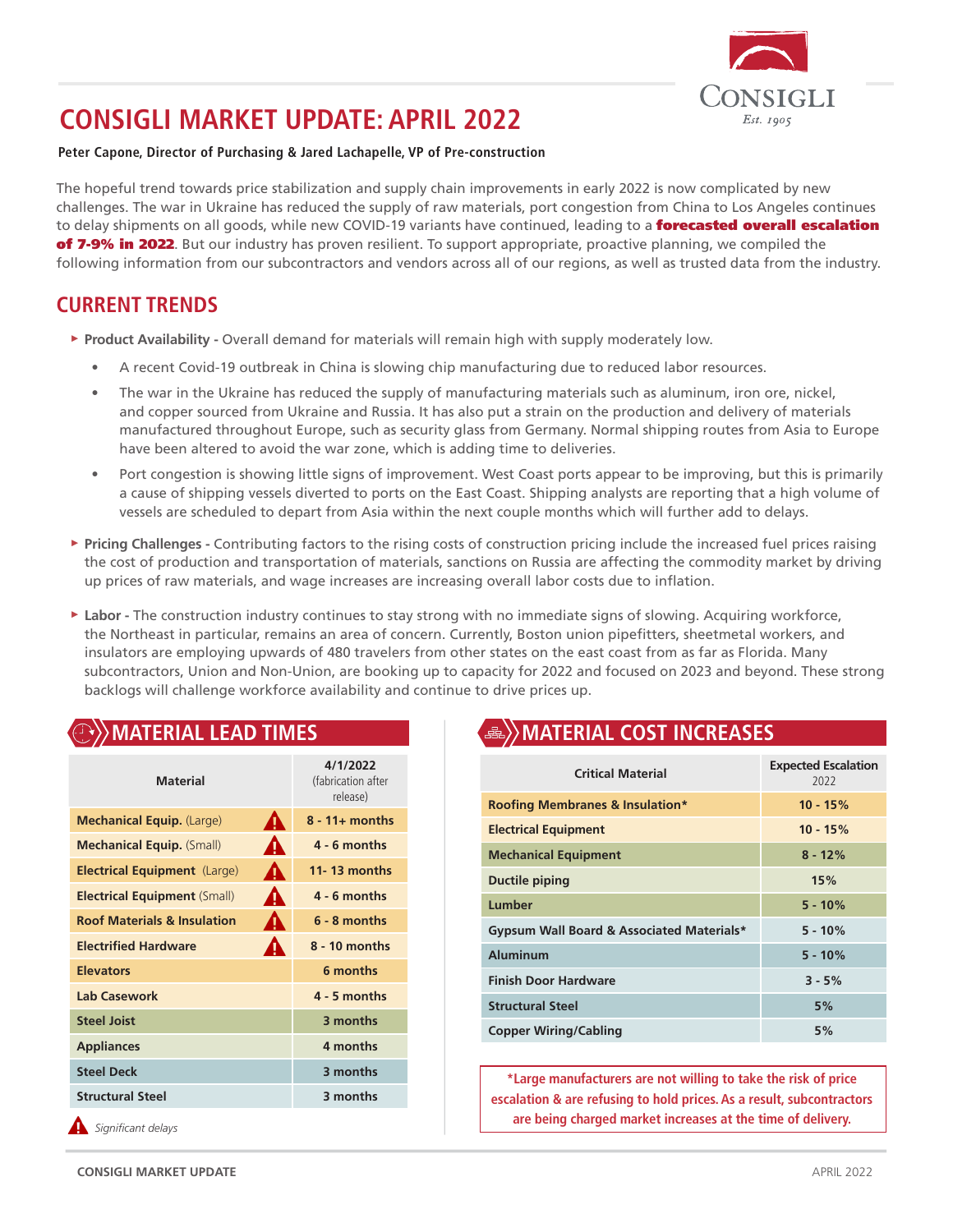# CONSIGLI MARKET UPDATE: APRIL 2022

**Peter Capone, Director of Purchasing & Jared Lachapelle, VP of Pre-construction**

The hopeful trend towards price stabilization and supply chain improvements in early 2022 is now complicated by new challenges. The war in Ukraine has reduced the supply of raw materials, port congestion from China to Los Angeles continues to delay shipments on all goods, while new COVID-19 variants have continued, leading to a **forecasted overall escalation of 7-9% in 2022**. But our industry has proven resilient. To support appropriate, proactive planning, we compiled the following information from our subcontractors and vendors across all of our regions, as well as trusted data from the industry.

## CURRENT TRENDS

- **Product Availability -** Overall demand for materials will remain high with supply moderately low.
  - A recent Covid-19 outbreak in China is slowing chip manufacturing due to reduced labor resources.
  - The war in the Ukraine has reduced the supply of manufacturing materials such as aluminum, iron ore, nickel, and copper sourced from Ukraine and Russia. It has also put a strain on the production and delivery of materials manufactured throughout Europe, such as security glass from Germany. Normal shipping routes from Asia to Europe have been altered to avoid the war zone, which is adding time to deliveries.
  - Port congestion is showing little signs of improvement. West Coast ports appear to be improving, but this is primarily a cause of shipping vessels diverted to ports on the East Coast. Shipping analysts are reporting that a high volume of vessels are scheduled to depart from Asia within the next couple months which will further add to delays.
- **Pricing Challenges -** Contributing factors to the rising costs of construction pricing include the increased fuel prices raising the cost of production and transportation of materials, sanctions on Russia are affecting the commodity market by driving up prices of raw materials, and wage increases are increasing overall labor costs due to inflation.
- **Labor -** The construction industry continues to stay strong with no immediate signs of slowing. Acquiring workforce, the Northeast in particular, remains an area of concern. Currently, Boston union pipefitters, sheetmetal workers, and insulators are employing upwards of 480 travelers from other states on the east coast from as far as Florida. Many subcontractors, Union and Non-Union, are booking up to capacity for 2022 and focused on 2023 and beyond. These strong backlogs will challenge workforce availability and continue to drive prices up.

## MATERIAL LEAD TIMES

| Material | 4/1/2022 (fabrication after release) |
|---|---|
| **Mechanical Equip.** (Large) ⚠ | 8 - 11+ months |
| **Mechanical Equip.** (Small) ⚠ | 4 - 6 months |
| **Electrical Equipment** (Large) ⚠ | 11- 13 months |
| **Electrical Equipment** (Small) ⚠ | 4 - 6 months |
| **Roof Materials & Insulation** ⚠ | 6 - 8 months |
| **Electrified Hardware** ⚠ | 8 - 10 months |
| **Elevators** | 6 months |
| **Lab Casework** | 4 - 5 months |
| **Steel Joist** | 3 months |
| **Appliances** | 4 months |
| **Steel Deck** | 3 months |
| **Structural Steel** | 3 months |

⚠ *Significant delays*

## MATERIAL COST INCREASES

| Critical Material | Expected Escalation 2022 |
|---|---|
| **Roofing Membranes & Insulation*** | 10 - 15% |
| **Electrical Equipment** | 10 - 15% |
| **Mechanical Equipment** | 8 - 12% |
| **Ductile piping** | 15% |
| **Lumber** | 5 - 10% |
| **Gypsum Wall Board & Associated Materials*** | 5 - 10% |
| **Aluminum** | 5 - 10% |
| **Finish Door Hardware** | 3 - 5% |
| **Structural Steel** | 5% |
| **Copper Wiring/Cabling** | 5% |

***Large manufacturers are not willing to take the risk of price escalation & are refusing to hold prices. As a result, subcontractors are being charged market increases at the time of delivery.**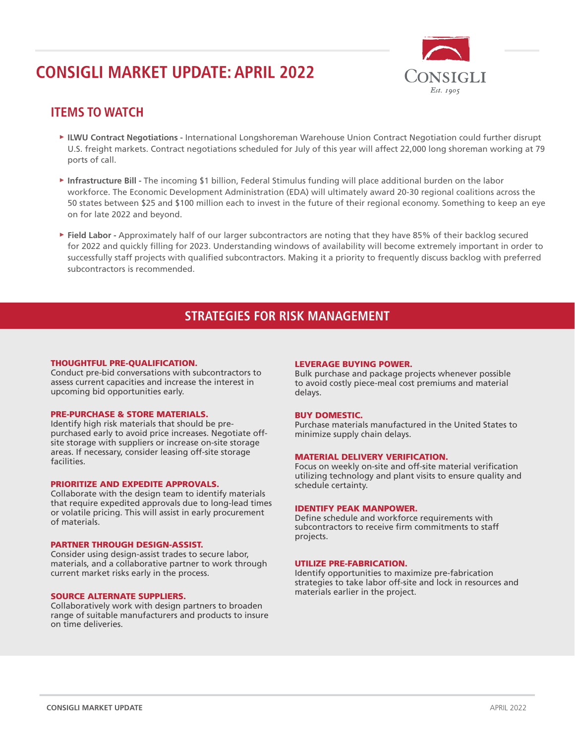# CONSIGLI MARKET UPDATE: APRIL 2022

## ITEMS TO WATCH

- **ILWU Contract Negotiations -** International Longshoreman Warehouse Union Contract Negotiation could further disrupt U.S. freight markets. Contract negotiations scheduled for July of this year will affect 22,000 long shoreman working at 79 ports of call.
- **Infrastructure Bill -** The incoming $1 billion, Federal Stimulus funding will place additional burden on the labor workforce. The Economic Development Administration (EDA) will ultimately award 20-30 regional coalitions across the 50 states between $25 and $100 million each to invest in the future of their regional economy. Something to keep an eye on for late 2022 and beyond.
- **Field Labor -** Approximately half of our larger subcontractors are noting that they have 85% of their backlog secured for 2022 and quickly filling for 2023. Understanding windows of availability will become extremely important in order to successfully staff projects with qualified subcontractors. Making it a priority to frequently discuss backlog with preferred subcontractors is recommended.

## STRATEGIES FOR RISK MANAGEMENT

**THOUGHTFUL PRE-QUALIFICATION.**
Conduct pre-bid conversations with subcontractors to assess current capacities and increase the interest in upcoming bid opportunities early.

**PRE-PURCHASE & STORE MATERIALS.**
Identify high risk materials that should be pre-purchased early to avoid price increases. Negotiate off-site storage with suppliers or increase on-site storage areas. If necessary, consider leasing off-site storage facilities.

**PRIORITIZE AND EXPEDITE APPROVALS.**
Collaborate with the design team to identify materials that require expedited approvals due to long-lead times or volatile pricing. This will assist in early procurement of materials.

**PARTNER THROUGH DESIGN-ASSIST.**
Consider using design-assist trades to secure labor, materials, and a collaborative partner to work through current market risks early in the process.

**SOURCE ALTERNATE SUPPLIERS.**
Collaboratively work with design partners to broaden range of suitable manufacturers and products to insure on time deliveries.

**LEVERAGE BUYING POWER.**
Bulk purchase and package projects whenever possible to avoid costly piece-meal cost premiums and material delays.

**BUY DOMESTIC.**
Purchase materials manufactured in the United States to minimize supply chain delays.

**MATERIAL DELIVERY VERIFICATION.**
Focus on weekly on-site and off-site material verification utilizing technology and plant visits to ensure quality and schedule certainty.

**IDENTIFY PEAK MANPOWER.**
Define schedule and workforce requirements with subcontractors to receive firm commitments to staff projects.

**UTILIZE PRE-FABRICATION.**
Identify opportunities to maximize pre-fabrication strategies to take labor off-site and lock in resources and materials earlier in the project.